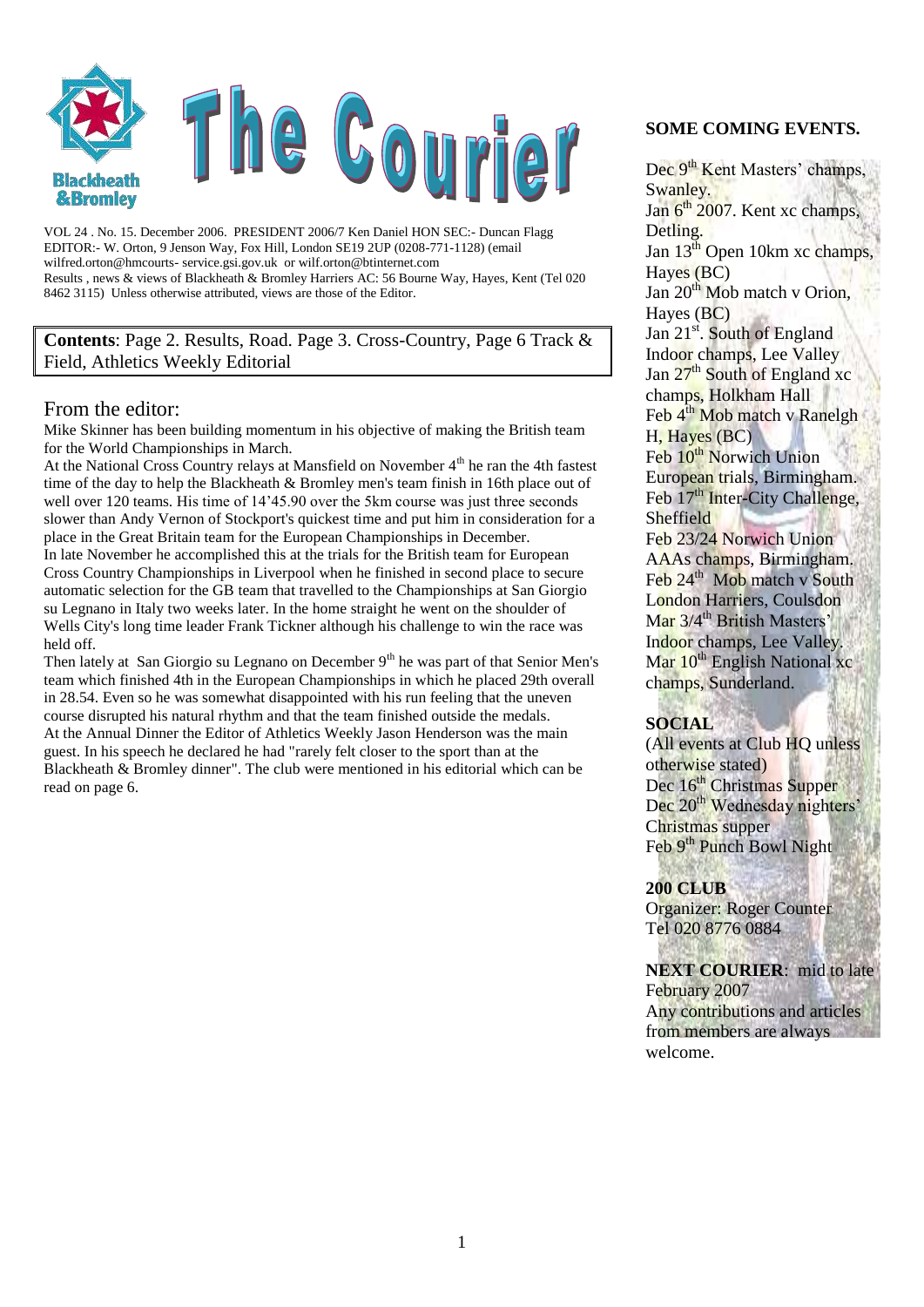# The Courier

VOL 24 . No. 15. December 2006. PRESIDENT 2006/7 Ken Daniel HON SEC:- Duncan Flagg
EDITOR:- W. Orton, 9 Jenson Way, Fox Hill, London SE19 2UP (0208-771-1128) (email wilfred.orton@hmcourts- service.gsi.gov.uk or wilf.orton@btinternet.com
Results , news & views of Blackheath & Bromley Harriers AC: 56 Bourne Way, Hayes, Kent (Tel 020 8462 3115) Unless otherwise attributed, views are those of the Editor.

**Contents**: Page 2. Results, Road. Page 3. Cross-Country, Page 6 Track & Field, Athletics Weekly Editorial

## From the editor:

Mike Skinner has been building momentum in his objective of making the British team for the World Championships in March.

At the National Cross Country relays at Mansfield on November 4th he ran the 4th fastest time of the day to help the Blackheath & Bromley men's team finish in 16th place out of well over 120 teams. His time of 14'45.90 over the 5km course was just three seconds slower than Andy Vernon of Stockport's quickest time and put him in consideration for a place in the Great Britain team for the European Championships in December.

In late November he accomplished this at the trials for the British team for European Cross Country Championships in Liverpool when he finished in second place to secure automatic selection for the GB team that travelled to the Championships at San Giorgio su Legnano in Italy two weeks later. In the home straight he went on the shoulder of Wells City's long time leader Frank Tickner although his challenge to win the race was held off.

Then lately at San Giorgio su Legnano on December 9th he was part of that Senior Men's team which finished 4th in the European Championships in which he placed 29th overall in 28.54. Even so he was somewhat disappointed with his run feeling that the uneven course disrupted his natural rhythm and that the team finished outside the medals.

At the Annual Dinner the Editor of Athletics Weekly Jason Henderson was the main guest. In his speech he declared he had "rarely felt closer to the sport than at the Blackheath & Bromley dinner". The club were mentioned in his editorial which can be read on page 6.

### SOME COMING EVENTS.

Dec 9th Kent Masters' champs, Swanley.
Jan 6th 2007. Kent xc champs, Detling.
Jan 13th Open 10km xc champs, Hayes (BC)
Jan 20th Mob match v Orion, Hayes (BC)
Jan 21st. South of England Indoor champs, Lee Valley
Jan 27th South of England xc champs, Holkham Hall
Feb 4th Mob match v Ranelgh H, Hayes (BC)
Feb 10th Norwich Union European trials, Birmingham.
Feb 17th Inter-City Challenge, Sheffield
Feb 23/24 Norwich Union AAAs champs, Birmingham.
Feb 24th Mob match v South London Harriers, Coulsdon
Mar 3/4th British Masters' Indoor champs, Lee Valley.
Mar 10th English National xc champs, Sunderland.

### SOCIAL

(All events at Club HQ unless otherwise stated)
Dec 16th Christmas Supper
Dec 20th Wednesday nighters' Christmas supper
Feb 9th Punch Bowl Night

### 200 CLUB

Organizer: Roger Counter
Tel 020 8776 0884

**NEXT COURIER**: mid to late February 2007
Any contributions and articles from members are always welcome.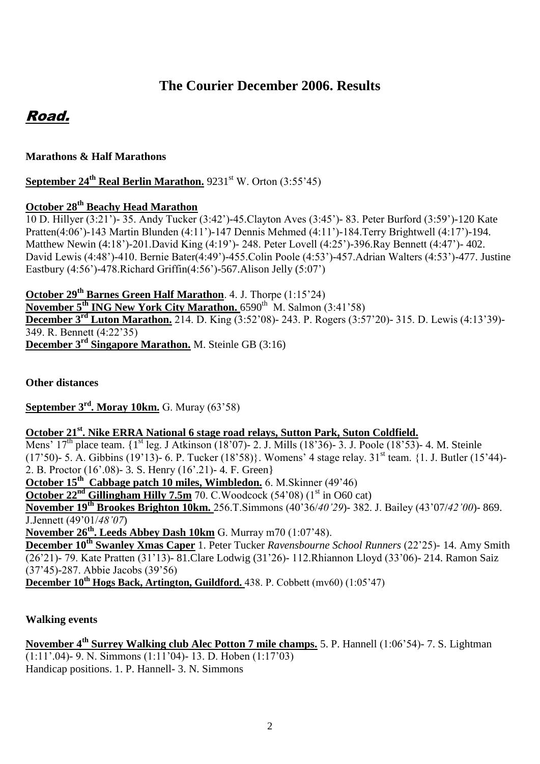# The Courier December 2006. Results

## *Road.*

**Marathons & Half Marathons**

**September 24th Real Berlin Marathon.** 9231st W. Orton (3:55'45)

**October 28th Beachy Head Marathon**

10 D. Hillyer (3:21')- 35. Andy Tucker (3:42')-45.Clayton Aves (3:45')- 83. Peter Burford (3:59')-120 Kate Pratten(4:06')-143 Martin Blunden (4:11')-147 Dennis Mehmed (4:11')-184.Terry Brightwell (4:17')-194. Matthew Newin (4:18')-201.David King (4:19')- 248. Peter Lovell (4:25')-396.Ray Bennett (4:47')- 402. David Lewis (4:48')-410. Bernie Bater(4:49')-455.Colin Poole (4:53')-457.Adrian Walters (4:53')-477. Justine Eastbury (4:56')-478.Richard Griffin(4:56')-567.Alison Jelly (5:07')

**October 29th Barnes Green Half Marathon**. 4. J. Thorpe (1:15'24)
**November 5th ING New York City Marathon.** 6590th M. Salmon (3:41'58)
**December 3rd Luton Marathon.** 214. D. King (3:52'08)- 243. P. Rogers (3:57'20)- 315. D. Lewis (4:13'39)- 349. R. Bennett (4:22'35)
**December 3rd Singapore Marathon.** M. Steinle GB (3:16)

**Other distances**

**September 3rd. Moray 10km.** G. Muray (63'58)

**October 21st. Nike ERRA National 6 stage road relays, Sutton Park, Suton Coldfield.**
Mens' 17th place team. {1st leg. J Atkinson (18'07)- 2. J. Mills (18'36)- 3. J. Poole (18'53)- 4. M. Steinle (17'50)- 5. A. Gibbins (19'13)- 6. P. Tucker (18'58)}. Womens' 4 stage relay. 31st team. {1. J. Butler (15'44)- 2. B. Proctor (16'.08)- 3. S. Henry (16'.21)- 4. F. Green}
**October 15th Cabbage patch 10 miles, Wimbledon.** 6. M.Skinner (49'46)
**October 22nd Gillingham Hilly 7.5m** 70. C.Woodcock (54'08) (1st in O60 cat)
**November 19th Brookes Brighton 10km.** 256.T.Simmons (40'36/*40'29*)- 382. J. Bailey (43'07/*42'00*)- 869. J.Jennett (49'01/*48'07*)
**November 26th. Leeds Abbey Dash 10km** G. Murray m70 (1:07'48).
**December 10th Swanley Xmas Caper** 1. Peter Tucker *Ravensbourne School Runners* (22'25)- 14. Amy Smith (26'21)- 79. Kate Pratten (31'13)- 81.Clare Lodwig (31'26)- 112.Rhiannon Lloyd (33'06)- 214. Ramon Saiz (37'45)-287. Abbie Jacobs (39'56)
**December 10th Hogs Back, Artington, Guildford.** 438. P. Cobbett (mv60) (1:05'47)

**Walking events**

**November 4th Surrey Walking club Alec Potton 7 mile champs.** 5. P. Hannell (1:06'54)- 7. S. Lightman (1:11'.04)- 9. N. Simmons (1:11'04)- 13. D. Hoben (1:17'03)
Handicap positions. 1. P. Hannell- 3. N. Simmons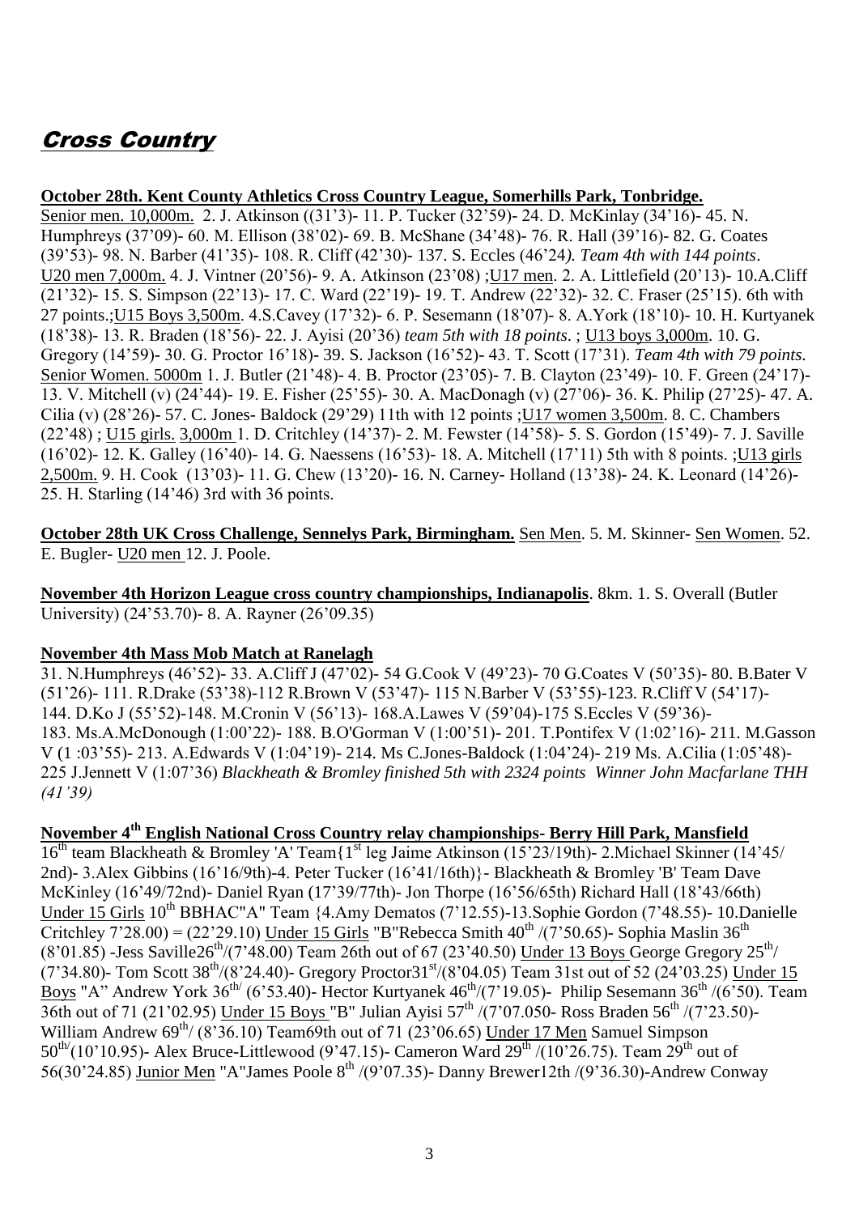# Cross Country

**October 28th. Kent County Athletics Cross Country League, Somerhills Park, Tonbridge.**

Senior men. 10,000m. 2. J. Atkinson ((31'3)- 11. P. Tucker (32'59)- 24. D. McKinlay (34'16)- 45. N. Humphreys (37'09)- 60. M. Ellison (38'02)- 69. B. McShane (34'48)- 76. R. Hall (39'16)- 82. G. Coates (39'53)- 98. N. Barber (41'35)- 108. R. Cliff (42'30)- 137. S. Eccles (46'24*). Team 4th with 144 points*. U20 men 7,000m. 4. J. Vintner (20'56)- 9. A. Atkinson (23'08) ;U17 men. 2. A. Littlefield (20'13)- 10.A.Cliff (21'32)- 15. S. Simpson (22'13)- 17. C. Ward (22'19)- 19. T. Andrew (22'32)- 32. C. Fraser (25'15). 6th with 27 points.;U15 Boys 3,500m. 4.S.Cavey (17'32)- 6. P. Sesemann (18'07)- 8. A.York (18'10)- 10. H. Kurtyanek (18'38)- 13. R. Braden (18'56)- 22. J. Ayisi (20'36) *team 5th with 18 points.* ; U13 boys 3,000m. 10. G. Gregory (14'59)- 30. G. Proctor 16'18)- 39. S. Jackson (16'52)- 43. T. Scott (17'31). *Team 4th with 79 points.* Senior Women. 5000m 1. J. Butler (21'48)- 4. B. Proctor (23'05)- 7. B. Clayton (23'49)- 10. F. Green (24'17)- 13. V. Mitchell (v) (24'44)- 19. E. Fisher (25'55)- 30. A. MacDonagh (v) (27'06)- 36. K. Philip (27'25)- 47. A. Cilia (v) (28'26)- 57. C. Jones- Baldock (29'29) 11th with 12 points ;U17 women 3,500m. 8. C. Chambers (22'48) ; U15 girls. 3,000m 1. D. Critchley (14'37)- 2. M. Fewster (14'58)- 5. S. Gordon (15'49)- 7. J. Saville (16'02)- 12. K. Galley (16'40)- 14. G. Naessens (16'53)- 18. A. Mitchell (17'11) 5th with 8 points. ;U13 girls 2,500m. 9. H. Cook (13'03)- 11. G. Chew (13'20)- 16. N. Carney- Holland (13'38)- 24. K. Leonard (14'26)- 25. H. Starling (14'46) 3rd with 36 points.

**October 28th UK Cross Challenge, Sennelys Park, Birmingham.** Sen Men. 5. M. Skinner- Sen Women. 52. E. Bugler- U20 men 12. J. Poole.

**November 4th Horizon League cross country championships, Indianapolis**. 8km. 1. S. Overall (Butler University) (24'53.70)- 8. A. Rayner (26'09.35)

**November 4th Mass Mob Match at Ranelagh**

31. N.Humphreys (46'52)- 33. A.Cliff J (47'02)- 54 G.Cook V (49'23)- 70 G.Coates V (50'35)- 80. B.Bater V (51'26)- 111. R.Drake (53'38)-112 R.Brown V (53'47)- 115 N.Barber V (53'55)-123. R.Cliff V (54'17)- 144. D.Ko J (55'52)-148. M.Cronin V (56'13)- 168.A.Lawes V (59'04)-175 S.Eccles V (59'36)- 183. Ms.A.McDonough (1:00'22)- 188. B.O'Gorman V (1:00'51)- 201. T.Pontifex V (1:02'16)- 211. M.Gasson V (1 :03'55)- 213. A.Edwards V (1:04'19)- 214. Ms C.Jones-Baldock (1:04'24)- 219 Ms. A.Cilia (1:05'48)- 225 J.Jennett V (1:07'36) *Blackheath & Bromley finished 5th with 2324 points Winner John Macfarlane THH (41'39)*

**November 4th English National Cross Country relay championships- Berry Hill Park, Mansfield**

16th team Blackheath & Bromley 'A' Team{1st leg Jaime Atkinson (15'23/19th)- 2.Michael Skinner (14'45/ 2nd)- 3.Alex Gibbins (16'16/9th)-4. Peter Tucker (16'41/16th)}- Blackheath & Bromley 'B' Team Dave McKinley (16'49/72nd)- Daniel Ryan (17'39/77th)- Jon Thorpe (16'56/65th) Richard Hall (18'43/66th) Under 15 Girls 10th BBHAC"A" Team {4.Amy Dematos (7'12.55)-13.Sophie Gordon (7'48.55)- 10.Danielle Critchley 7'28.00) = (22'29.10) Under 15 Girls "B"Rebecca Smith 40th /(7'50.65)- Sophia Maslin 36th (8'01.85) -Jess Saville26th/(7'48.00) Team 26th out of 67 (23'40.50) Under 13 Boys George Gregory 25th/ (7'34.80)- Tom Scott 38th/(8'24.40)- Gregory Proctor31st/(8'04.05) Team 31st out of 52 (24'03.25) Under 15 Boys "A" Andrew York 36th/ (6'53.40)- Hector Kurtyanek 46th/(7'19.05)- Philip Sesemann 36th /(6'50). Team 36th out of 71 (21'02.95) Under 15 Boys "B" Julian Ayisi 57th /(7'07.050- Ross Braden 56th /(7'23.50)- William Andrew 69th/ (8'36.10) Team69th out of 71 (23'06.65) Under 17 Men Samuel Simpson 50th/(10'10.95)- Alex Bruce-Littlewood (9'47.15)- Cameron Ward 29th /(10'26.75). Team 29th out of 56(30'24.85) Junior Men "A"James Poole 8th /(9'07.35)- Danny Brewer12th /(9'36.30)-Andrew Conway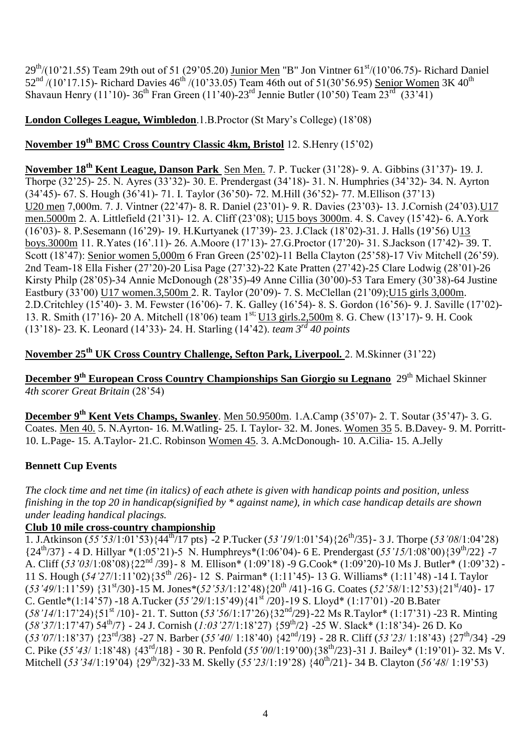29th/(10'21.55) Team 29th out of 51 (29'05.20) Junior Men "B" Jon Vintner 61st/(10'06.75)- Richard Daniel 52nd /(10'17.15)- Richard Davies 46th /(10'33.05) Team 46th out of 51(30'56.95) Senior Women 3K 40th Shavaun Henry (11'10)- 36th Fran Green (11'40)-23rd Jennie Butler (10'50) Team 23rd (33'41)

**London Colleges League, Wimbledon**.1.B.Proctor (St Mary's College) (18'08)

**November 19th BMC Cross Country Classic 4km, Bristol** 12. S.Henry (15'02)

**November 18th Kent League, Danson Park** Sen Men. 7. P. Tucker (31'28)- 9. A. Gibbins (31'37)- 19. J. Thorpe (32'25)- 25. N. Ayres (33'32)- 30. E. Prendergast (34'18)- 31. N. Humphries (34'32)- 34. N. Ayrton (34'45)- 67. S. Hough (36'41)- 71. I. Taylor (36'50)- 72. M.Hill (36'52)- 77. M.Ellison (37'13) U20 men 7,000m. 7. J. Vintner (22'47)- 8. R. Daniel (23'01)- 9. R. Davies (23'03)- 13. J.Cornish (24'03).U17 men.5000m 2. A. Littlefield (21'31)- 12. A. Cliff (23'08); U15 boys 3000m. 4. S. Cavey (15'42)- 6. A.York (16'03)- 8. P.Sesemann (16'29)- 19. H.Kurtyanek (17'39)- 23. J.Clack (18'02)-31. J. Halls (19'56) U13 boys.3000m 11. R.Yates (16'.11)- 26. A.Moore (17'13)- 27.G.Proctor (17'20)- 31. S.Jackson (17'42)- 39. T. Scott (18'47): Senior women 5,000m 6 Fran Green (25'02)-11 Bella Clayton (25'58)-17 Viv Mitchell (26'59). 2nd Team-18 Ella Fisher (27'20)-20 Lisa Page (27'32)-22 Kate Pratten (27'42)-25 Clare Lodwig (28'01)-26 Kirsty Philp (28'05)-34 Annie McDonough (28'35)-49 Anne Cillia (30'00)-53 Tara Emery (30'38)-64 Justine Eastbury (33'00) U17 women.3,500m 2. R. Taylor (20'09)- 7. S. McClellan (21'09);U15 girls 3,000m. 2.D.Critchley (15'40)- 3. M. Fewster (16'06)- 7. K. Galley (16'54)- 8. S. Gordon (16'56)- 9. J. Saville (17'02)- 13. R. Smith (17'16)- 20 A. Mitchell (18'06) team 1st; U13 girls.2,500m 8. G. Chew (13'17)- 9. H. Cook (13'18)- 23. K. Leonard (14'33)- 24. H. Starling (14'42). *team 3rd 40 points*

**November 25th UK Cross Country Challenge, Sefton Park, Liverpool.** 2. M.Skinner (31'22)

**December 9th European Cross Country Championships San Giorgio su Legnano** 29th Michael Skinner *4th scorer Great Britain* (28'54)

**December 9th Kent Vets Champs, Swanley**. Men 50.9500m. 1.A.Camp (35'07)- 2. T. Soutar (35'47)- 3. G. Coates. Men 40. 5. N.Ayrton- 16. M.Watling- 25. I. Taylor- 32. M. Jones. Women 35 5. B.Davey- 9. M. Porritt- 10. L.Page- 15. A.Taylor- 21.C. Robinson Women 45. 3. A.McDonough- 10. A.Cilia- 15. A.Jelly

**Bennett Cup Events**

*The clock time and net time (in italics) of each athete is given with handicap points and position, unless finishing in the top 20 in handicap(signified by \* against name), in which case handicap details are shown under leading handical placings.*

**Club 10 mile cross-country championship**

1. J.Atkinson (*55'53*/1:01'53){44th/17 pts} -2 P.Tucker (*53'19*/1:01'54){26th/35}- 3 J. Thorpe (*53'08*/1:04'28) {24th/37} - 4 D. Hillyar *(1:05'21)-5 N. Humphreys*(1:06'04)- 6 E. Prendergast (*55'15*/1:08'00){39th/22} -7 A. Cliff (*53'03*/1:08'08){22nd /39}- 8 M. Ellison* (1:09'18) -9 G.Cook* (1:09'20)-10 Ms J. Butler* (1:09'32) - 11 S. Hough (*54'27*/1:11'02){35th /26}- 12 S. Pairman* (1:11'45)- 13 G. Williams* (1:11'48) -14 I. Taylor (*53'49*/1:11'59) {31st/30}-15 M. Jones*(*52'53*/1:12'48){20th /41}-16 G. Coates (*52'58*/1:12'53){21st/40}- 17 C. Gentle*(1:14'57) -18 A.Tucker (*55'29*/1:15'49){41st /20}-19 S. Lloyd* (1:17'01) -20 B.Bater (*58'14*/1:17'24){51st /10}- 21. T. Sutton (*53'56*/1:17'26){32nd/29}-22 Ms R.Taylor* (1:17'31) -23 R. Minting (*58'37*/1:17'47) 54th/7} - 24 J. Cornish (*1:03'27*/1:18'27) {59th/2} -25 W. Slack* (1:18'34)- 26 D. Ko (*53'07*/1:18'37) {23rd/38} -27 N. Barber (*55'40*/ 1:18'40) {42nd/19} - 28 R. Cliff (*53'23*/ 1:18'43) {27th/34} -29 C. Pike (*55'43*/ 1:18'48) {43rd/18} - 30 R. Penfold (*55'00*/1:19'00){38th/23}-31 J. Bailey* (1:19'01)- 32. Ms V. Mitchell (*53'34*/1:19'04) {29th/32}-33 M. Skelly (*55'23*/1:19'28) {40th/21}- 34 B. Clayton (*56'48*/ 1:19'53)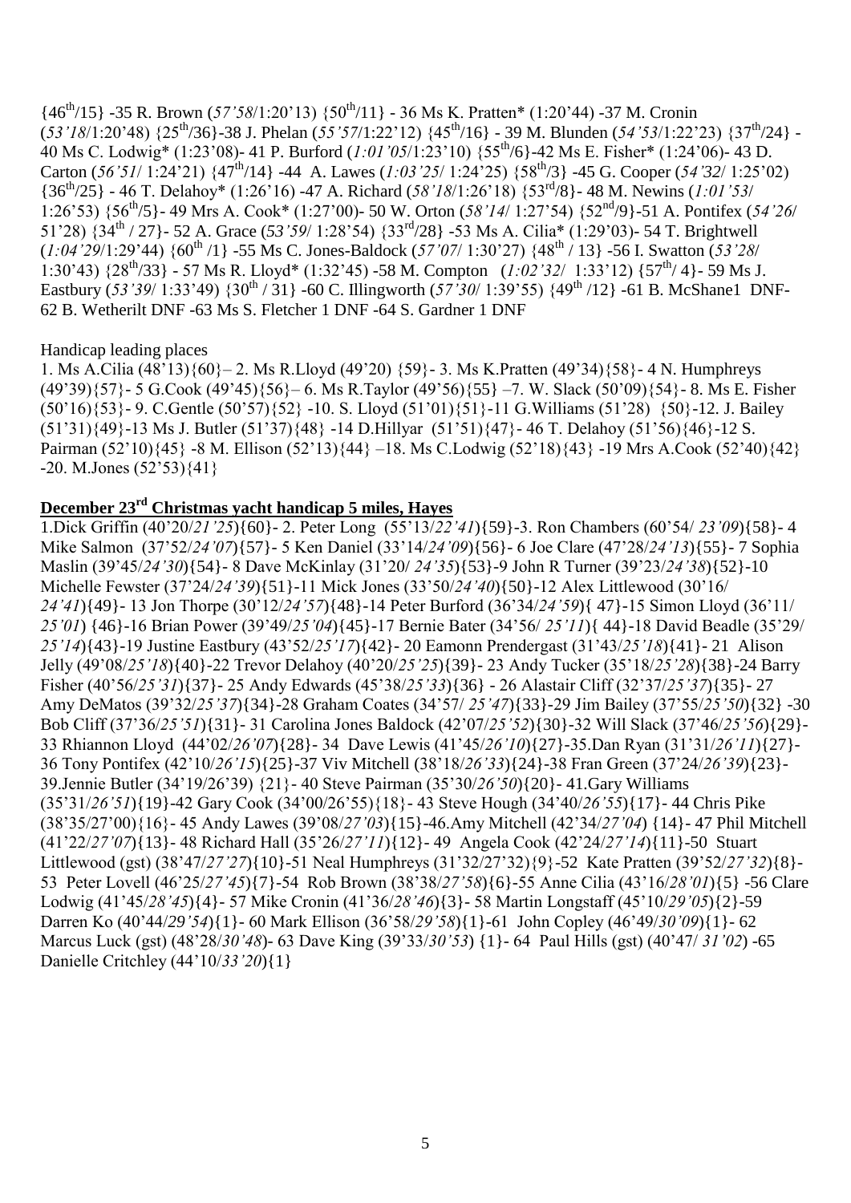{46th/15} -35 R. Brown (*57'58*/1:20'13) {50th/11} - 36 Ms K. Pratten* (1:20'44) -37 M. Cronin (*53'18*/1:20'48) {25th/36}-38 J. Phelan (*55'57*/1:22'12) {45th/16} - 39 M. Blunden (*54'53*/1:22'23) {37th/24} - 40 Ms C. Lodwig* (1:23'08)- 41 P. Burford (*1:01'05*/1:23'10) {55th/6}-42 Ms E. Fisher* (1:24'06)- 43 D. Carton (*56'51*/ 1:24'21) {47th/14} -44 A. Lawes (*1:03'25*/ 1:24'25) {58th/3} -45 G. Cooper (*54'32*/ 1:25'02) {36th/25} - 46 T. Delahoy* (1:26'16) -47 A. Richard (*58'18*/1:26'18) {53rd/8}- 48 M. Newins (*1:01'53*/ 1:26'53) {56th/5}- 49 Mrs A. Cook* (1:27'00)- 50 W. Orton (*58'14*/ 1:27'54) {52nd/9}-51 A. Pontifex (*54'26*/ 51'28) {34th / 27}- 52 A. Grace (*53'59*/ 1:28'54) {33rd/28} -53 Ms A. Cilia* (1:29'03)- 54 T. Brightwell (*1:04'29*/1:29'44) {60th /1} -55 Ms C. Jones-Baldock (*57'07*/ 1:30'27) {48th / 13} -56 I. Swatton (*53'28*/ 1:30'43) {28th/33} - 57 Ms R. Lloyd* (1:32'45) -58 M. Compton (*1:02'32*/ 1:33'12) {57th/ 4}- 59 Ms J. Eastbury (*53'39*/ 1:33'49) {30th / 31} -60 C. Illingworth (*57'30*/ 1:39'55) {49th /12} -61 B. McShane1 DNF- 62 B. Wetherilt DNF -63 Ms S. Fletcher 1 DNF -64 S. Gardner 1 DNF

Handicap leading places

1. Ms A.Cilia (48'13){60}– 2. Ms R.Lloyd (49'20) {59}- 3. Ms K.Pratten (49'34){58}- 4 N. Humphreys (49'39){57}- 5 G.Cook (49'45){56}– 6. Ms R.Taylor (49'56){55} –7. W. Slack (50'09){54}- 8. Ms E. Fisher (50'16){53}- 9. C.Gentle (50'57){52} -10. S. Lloyd (51'01){51}-11 G.Williams (51'28) {50}-12. J. Bailey (51'31){49}-13 Ms J. Butler (51'37){48} -14 D.Hillyar (51'51){47}- 46 T. Delahoy (51'56){46}-12 S. Pairman (52'10){45} -8 M. Ellison (52'13){44} –18. Ms C.Lodwig (52'18){43} -19 Mrs A.Cook (52'40){42} -20. M.Jones (52'53){41}

## December 23rd Christmas yacht handicap 5 miles, Hayes

1.Dick Griffin (40'20/*21'25*){60}- 2. Peter Long (55'13/*22'41*){59}-3. Ron Chambers (60'54/ *23'09*){58}- 4 Mike Salmon (37'52/*24'07*){57}- 5 Ken Daniel (33'14/*24'09*){56}- 6 Joe Clare (47'28/*24'13*){55}- 7 Sophia Maslin (39'45/*24'30*){54}- 8 Dave McKinlay (31'20/ *24'35*){53}-9 John R Turner (39'23/*24'38*){52}-10 Michelle Fewster (37'24/*24'39*){51}-11 Mick Jones (33'50/*24'40*){50}-12 Alex Littlewood (30'16/ *24'41*){49}- 13 Jon Thorpe (30'12/*24'57*){48}-14 Peter Burford (36'34/*24'59*){ 47}-15 Simon Lloyd (36'11/ *25'01*) {46}-16 Brian Power (39'49/*25'04*){45}-17 Bernie Bater (34'56/ *25'11*){ 44}-18 David Beadle (35'29/ *25'14*){43}-19 Justine Eastbury (43'52/*25'17*){42}- 20 Eamonn Prendergast (31'43/*25'18*){41}- 21 Alison Jelly (49'08/*25'18*){40}-22 Trevor Delahoy (40'20/*25'25*){39}- 23 Andy Tucker (35'18/*25'28*){38}-24 Barry Fisher (40'56/*25'31*){37}- 25 Andy Edwards (45'38/*25'33*){36} - 26 Alastair Cliff (32'37/*25'37*){35}- 27 Amy DeMatos (39'32/*25'37*){34}-28 Graham Coates (34'57/ *25'47*){33}-29 Jim Bailey (37'55/*25'50*){32} -30 Bob Cliff (37'36/*25'51*){31}- 31 Carolina Jones Baldock (42'07/*25'52*){30}-32 Will Slack (37'46/*25'56*){29}- 33 Rhiannon Lloyd (44'02/*26'07*){28}- 34 Dave Lewis (41'45/*26'10*){27}-35.Dan Ryan (31'31/*26'11*){27}- 36 Tony Pontifex (42'10/*26'15*){25}-37 Viv Mitchell (38'18/*26'33*){24}-38 Fran Green (37'24/*26'39*){23}- 39.Jennie Butler (34'19/26'39) {21}- 40 Steve Pairman (35'30/*26'50*){20}- 41.Gary Williams (35'31/*26'51*){19}-42 Gary Cook (34'00/26'55){18}- 43 Steve Hough (34'40/*26'55*){17}- 44 Chris Pike (38'35/27'00){16}- 45 Andy Lawes (39'08/*27'03*){15}-46.Amy Mitchell (42'34/*27'04*) {14}- 47 Phil Mitchell (41'22/*27'07*){13}- 48 Richard Hall (35'26/*27'11*){12}- 49 Angela Cook (42'24/*27'14*){11}-50 Stuart Littlewood (gst) (38'47/*27'27*){10}-51 Neal Humphreys (31'32/27'32){9}-52 Kate Pratten (39'52/*27'32*){8}- 53 Peter Lovell (46'25/*27'45*){7}-54 Rob Brown (38'38/*27'58*){6}-55 Anne Cilia (43'16/*28'01*){5} -56 Clare Lodwig (41'45/*28'45*){4}- 57 Mike Cronin (41'36/*28'46*){3}- 58 Martin Longstaff (45'10/*29'05*){2}-59 Darren Ko (40'44/*29'54*){1}- 60 Mark Ellison (36'58/*29'58*){1}-61 John Copley (46'49/*30'09*){1}- 62 Marcus Luck (gst) (48'28/*30'48*)- 63 Dave King (39'33/*30'53*) {1}- 64 Paul Hills (gst) (40'47/ *31'02*) -65 Danielle Critchley (44'10/*33'20*){1}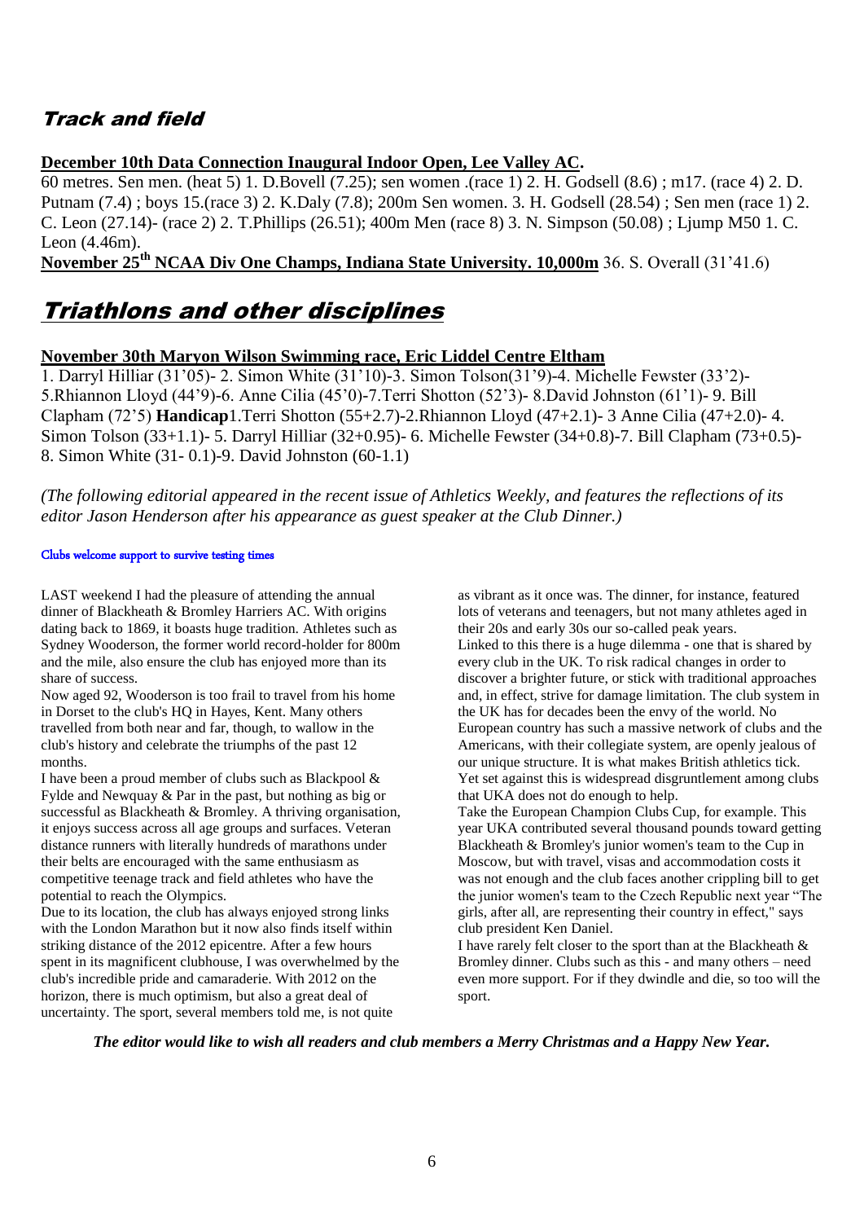## Track and field

**December 10th Data Connection Inaugural Indoor Open, Lee Valley AC.**

60 metres. Sen men. (heat 5) 1. D.Bovell (7.25); sen women .(race 1) 2. H. Godsell (8.6) ; m17. (race 4) 2. D. Putnam (7.4) ; boys 15.(race 3) 2. K.Daly (7.8); 200m Sen women. 3. H. Godsell (28.54) ; Sen men (race 1) 2. C. Leon (27.14)- (race 2) 2. T.Phillips (26.51); 400m Men (race 8) 3. N. Simpson (50.08) ; Ljump M50 1. C. Leon (4.46m).

**November 25th NCAA Div One Champs, Indiana State University. 10,000m** 36. S. Overall (31'41.6)

# Triathlons and other disciplines

**November 30th Maryon Wilson Swimming race, Eric Liddel Centre Eltham**

1. Darryl Hilliar (31'05)- 2. Simon White (31'10)-3. Simon Tolson(31'9)-4. Michelle Fewster (33'2)- 5.Rhiannon Lloyd (44'9)-6. Anne Cilia (45'0)-7.Terri Shotton (52'3)- 8.David Johnston (61'1)- 9. Bill Clapham (72'5) **Handicap**1.Terri Shotton (55+2.7)-2.Rhiannon Lloyd (47+2.1)- 3 Anne Cilia (47+2.0)- 4. Simon Tolson (33+1.1)- 5. Darryl Hilliar (32+0.95)- 6. Michelle Fewster (34+0.8)-7. Bill Clapham (73+0.5)- 8. Simon White (31- 0.1)-9. David Johnston (60-1.1)

*(The following editorial appeared in the recent issue of Athletics Weekly, and features the reflections of its editor Jason Henderson after his appearance as guest speaker at the Club Dinner.)*

**Clubs welcome support to survive testing times**

LAST weekend I had the pleasure of attending the annual dinner of Blackheath & Bromley Harriers AC. With origins dating back to 1869, it boasts huge tradition. Athletes such as Sydney Wooderson, the former world record-holder for 800m and the mile, also ensure the club has enjoyed more than its share of success.

Now aged 92, Wooderson is too frail to travel from his home in Dorset to the club's HQ in Hayes, Kent. Many others travelled from both near and far, though, to wallow in the club's history and celebrate the triumphs of the past 12 months.

I have been a proud member of clubs such as Blackpool & Fylde and Newquay & Par in the past, but nothing as big or successful as Blackheath & Bromley. A thriving organisation, it enjoys success across all age groups and surfaces. Veteran distance runners with literally hundreds of marathons under their belts are encouraged with the same enthusiasm as competitive teenage track and field athletes who have the potential to reach the Olympics.

Due to its location, the club has always enjoyed strong links with the London Marathon but it now also finds itself within striking distance of the 2012 epicentre. After a few hours spent in its magnificent clubhouse, I was overwhelmed by the club's incredible pride and camaraderie. With 2012 on the horizon, there is much optimism, but also a great deal of uncertainty. The sport, several members told me, is not quite as vibrant as it once was. The dinner, for instance, featured lots of veterans and teenagers, but not many athletes aged in their 20s and early 30s our so-called peak years.

Linked to this there is a huge dilemma - one that is shared by every club in the UK. To risk radical changes in order to discover a brighter future, or stick with traditional approaches and, in effect, strive for damage limitation. The club system in the UK has for decades been the envy of the world. No European country has such a massive network of clubs and the Americans, with their collegiate system, are openly jealous of our unique structure. It is what makes British athletics tick. Yet set against this is widespread disgruntlement among clubs that UKA does not do enough to help.

Take the European Champion Clubs Cup, for example. This year UKA contributed several thousand pounds toward getting Blackheath & Bromley's junior women's team to the Cup in Moscow, but with travel, visas and accommodation costs it was not enough and the club faces another crippling bill to get the junior women's team to the Czech Republic next year "The girls, after all, are representing their country in effect," says club president Ken Daniel.

I have rarely felt closer to the sport than at the Blackheath & Bromley dinner. Clubs such as this - and many others – need even more support. For if they dwindle and die, so too will the sport.

***The editor would like to wish all readers and club members a Merry Christmas and a Happy New Year.***